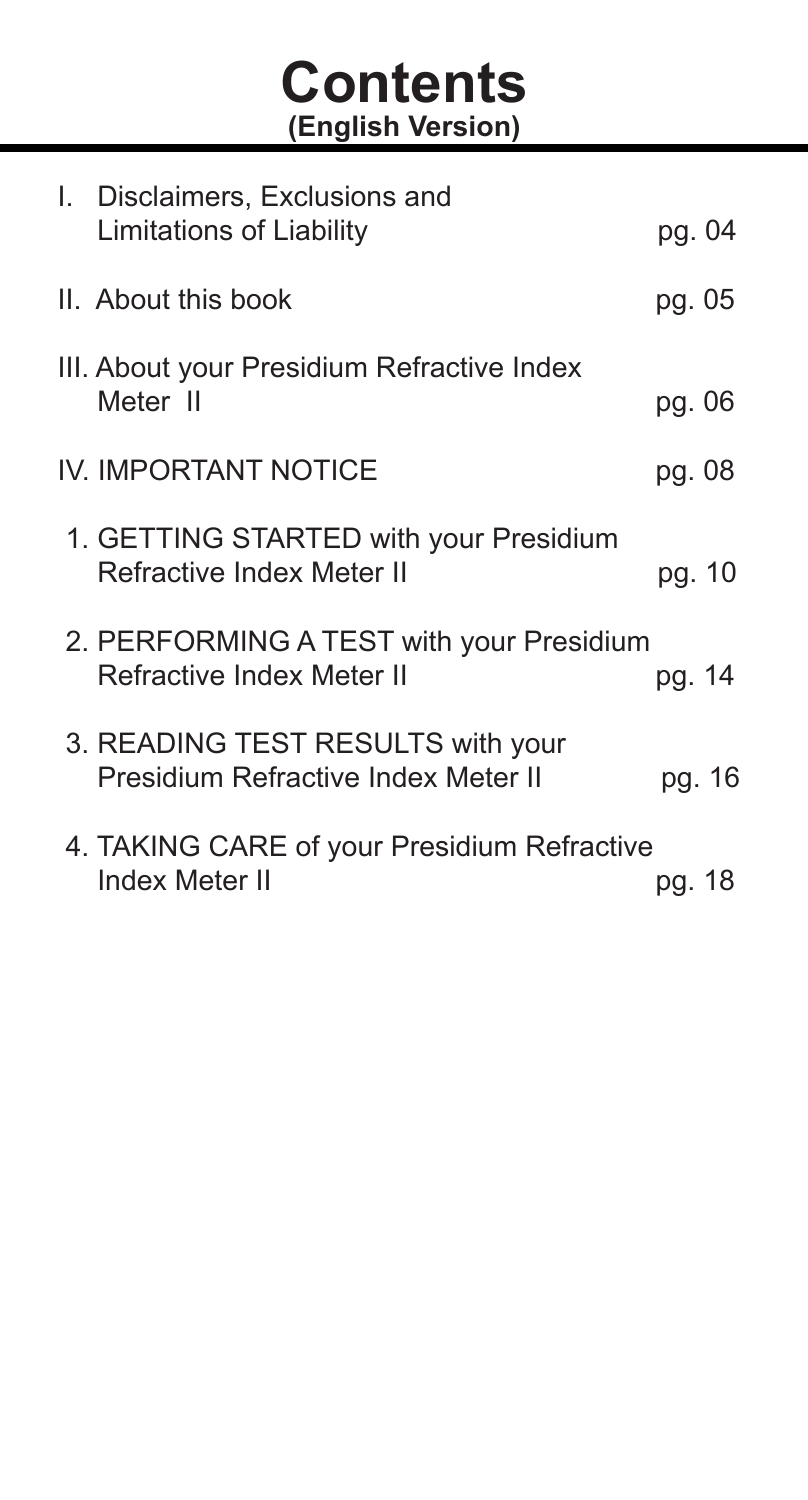# Contents
**(English Version)**

| | |
|---|---|
| I. Disclaimers, Exclusions and Limitations of Liability | pg. 04 |
| II. About this book | pg. 05 |
| III. About your Presidium Refractive Index Meter II | pg. 06 |
| IV. IMPORTANT NOTICE | pg. 08 |
| 1. GETTING STARTED with your Presidium Refractive Index Meter II | pg. 10 |
| 2. PERFORMING A TEST with your Presidium Refractive Index Meter II | pg. 14 |
| 3. READING TEST RESULTS with your Presidium Refractive Index Meter II | pg. 16 |
| 4. TAKING CARE of your Presidium Refractive Index Meter II | pg. 18 |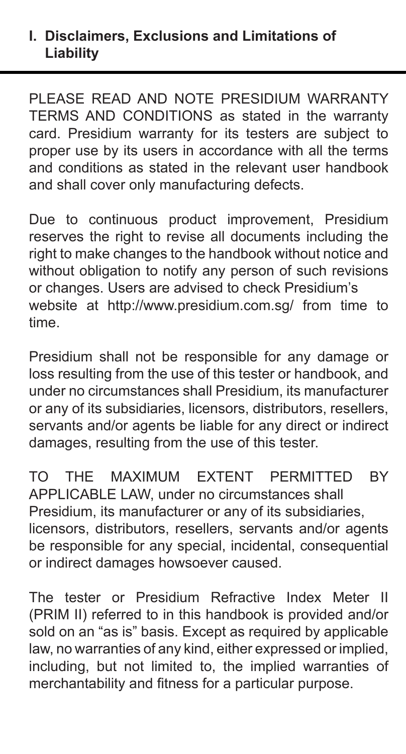## I. Disclaimers, Exclusions and Limitations of Liability

PLEASE READ AND NOTE PRESIDIUM WARRANTY TERMS AND CONDITIONS as stated in the warranty card. Presidium warranty for its testers are subject to proper use by its users in accordance with all the terms and conditions as stated in the relevant user handbook and shall cover only manufacturing defects.

Due to continuous product improvement, Presidium reserves the right to revise all documents including the right to make changes to the handbook without notice and without obligation to notify any person of such revisions or changes. Users are advised to check Presidium's website at http://www.presidium.com.sg/ from time to time.

Presidium shall not be responsible for any damage or loss resulting from the use of this tester or handbook, and under no circumstances shall Presidium, its manufacturer or any of its subsidiaries, licensors, distributors, resellers, servants and/or agents be liable for any direct or indirect damages, resulting from the use of this tester.

TO THE MAXIMUM EXTENT PERMITTED BY APPLICABLE LAW, under no circumstances shall Presidium, its manufacturer or any of its subsidiaries, licensors, distributors, resellers, servants and/or agents be responsible for any special, incidental, consequential or indirect damages howsoever caused.

The tester or Presidium Refractive Index Meter II (PRIM II) referred to in this handbook is provided and/or sold on an "as is" basis. Except as required by applicable law, no warranties of any kind, either expressed or implied, including, but not limited to, the implied warranties of merchantability and fitness for a particular purpose.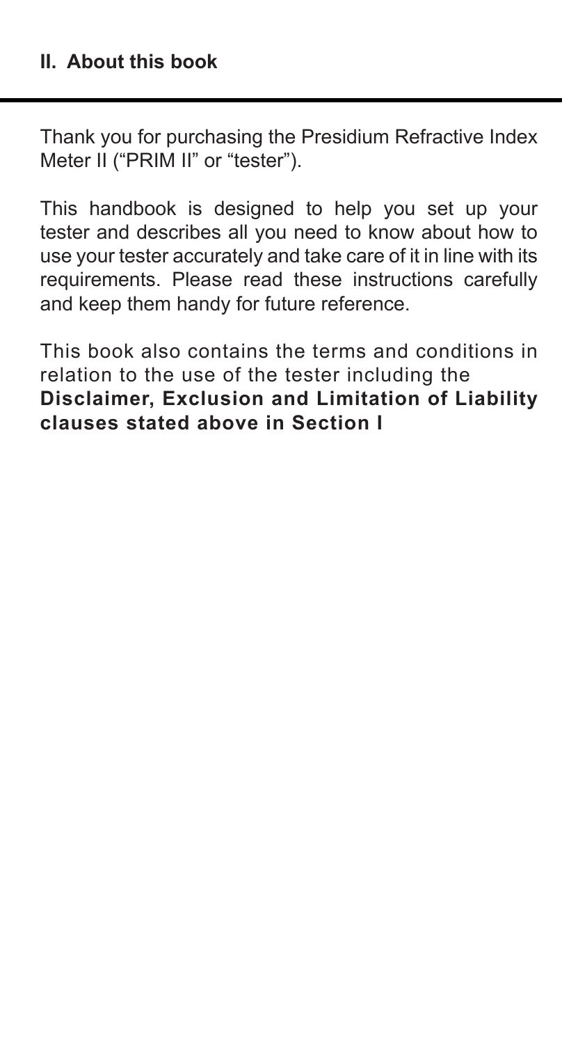## II. About this book

Thank you for purchasing the Presidium Refractive Index Meter II ("PRIM II" or "tester").

This handbook is designed to help you set up your tester and describes all you need to know about how to use your tester accurately and take care of it in line with its requirements. Please read these instructions carefully and keep them handy for future reference.

This book also contains the terms and conditions in relation to the use of the tester including the **Disclaimer, Exclusion and Limitation of Liability clauses stated above in Section I**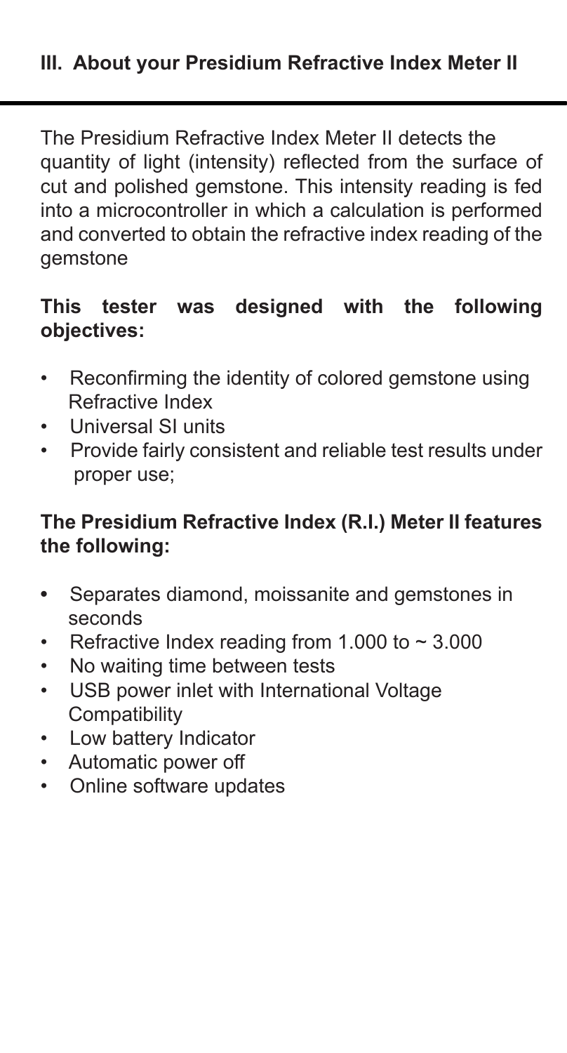## III. About your Presidium Refractive Index Meter II

The Presidium Refractive Index Meter II detects the quantity of light (intensity) reflected from the surface of cut and polished gemstone. This intensity reading is fed into a microcontroller in which a calculation is performed and converted to obtain the refractive index reading of the gemstone

**This tester was designed with the following objectives:**

- Reconfirming the identity of colored gemstone using Refractive Index
- Universal SI units
- Provide fairly consistent and reliable test results under proper use;

**The Presidium Refractive Index (R.I.) Meter II features the following:**

- Separates diamond, moissanite and gemstones in seconds
- Refractive Index reading from 1.000 to ~ 3.000
- No waiting time between tests
- USB power inlet with International Voltage Compatibility
- Low battery Indicator
- Automatic power off
- Online software updates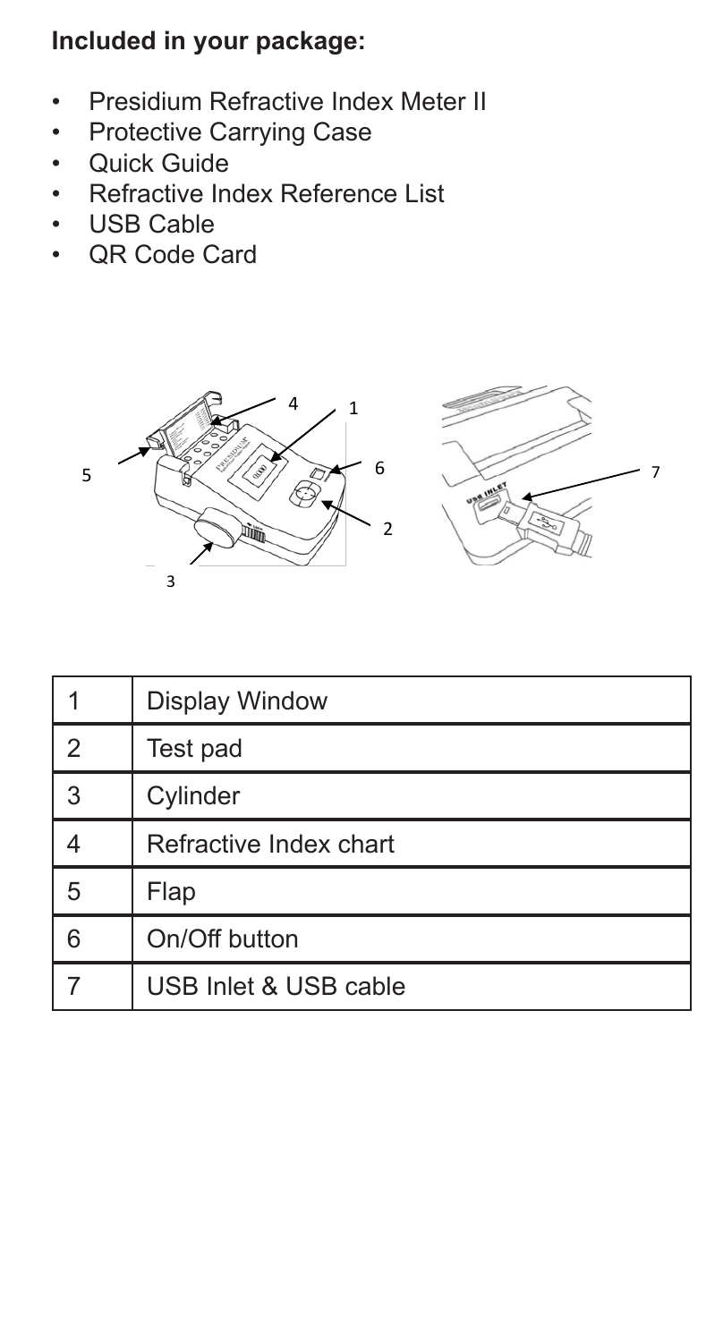**Included in your package:**

- Presidium Refractive Index Meter II
- Protective Carrying Case
- Quick Guide
- Refractive Index Reference List
- USB Cable
- QR Code Card

| | |
|---|---|
| 1 | Display Window |
| 2 | Test pad |
| 3 | Cylinder |
| 4 | Refractive Index chart |
| 5 | Flap |
| 6 | On/Off button |
| 7 | USB Inlet & USB cable |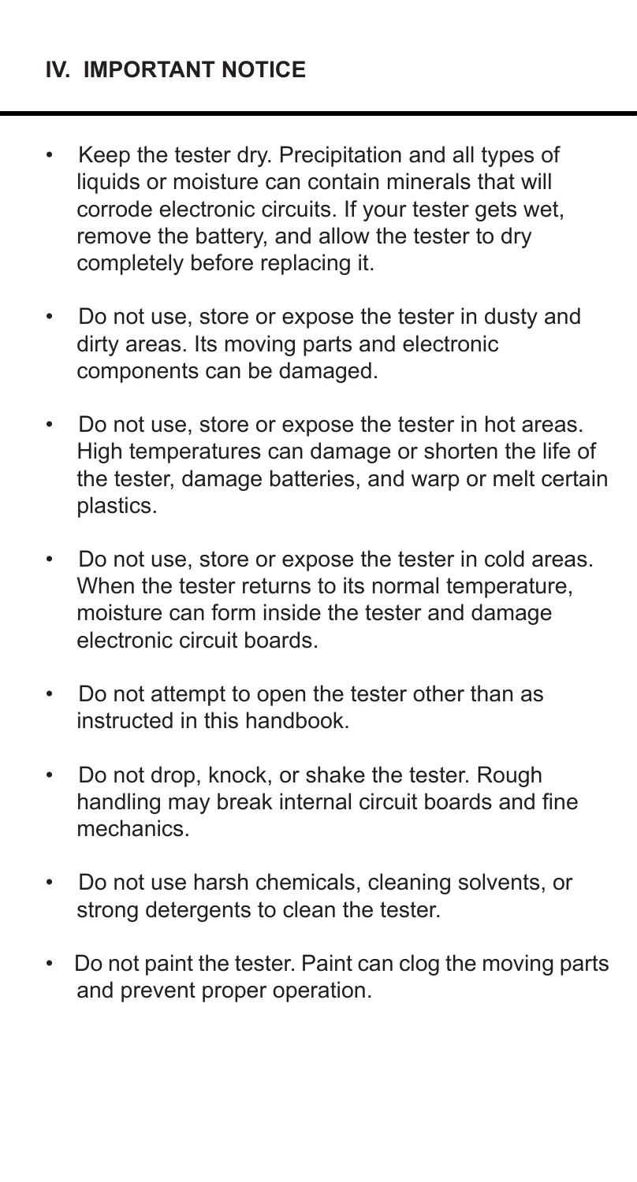## IV. IMPORTANT NOTICE

- Keep the tester dry. Precipitation and all types of liquids or moisture can contain minerals that will corrode electronic circuits. If your tester gets wet, remove the battery, and allow the tester to dry completely before replacing it.
- Do not use, store or expose the tester in dusty and dirty areas. Its moving parts and electronic components can be damaged.
- Do not use, store or expose the tester in hot areas. High temperatures can damage or shorten the life of the tester, damage batteries, and warp or melt certain plastics.
- Do not use, store or expose the tester in cold areas. When the tester returns to its normal temperature, moisture can form inside the tester and damage electronic circuit boards.
- Do not attempt to open the tester other than as instructed in this handbook.
- Do not drop, knock, or shake the tester. Rough handling may break internal circuit boards and fine mechanics.
- Do not use harsh chemicals, cleaning solvents, or strong detergents to clean the tester.
- Do not paint the tester. Paint can clog the moving parts and prevent proper operation.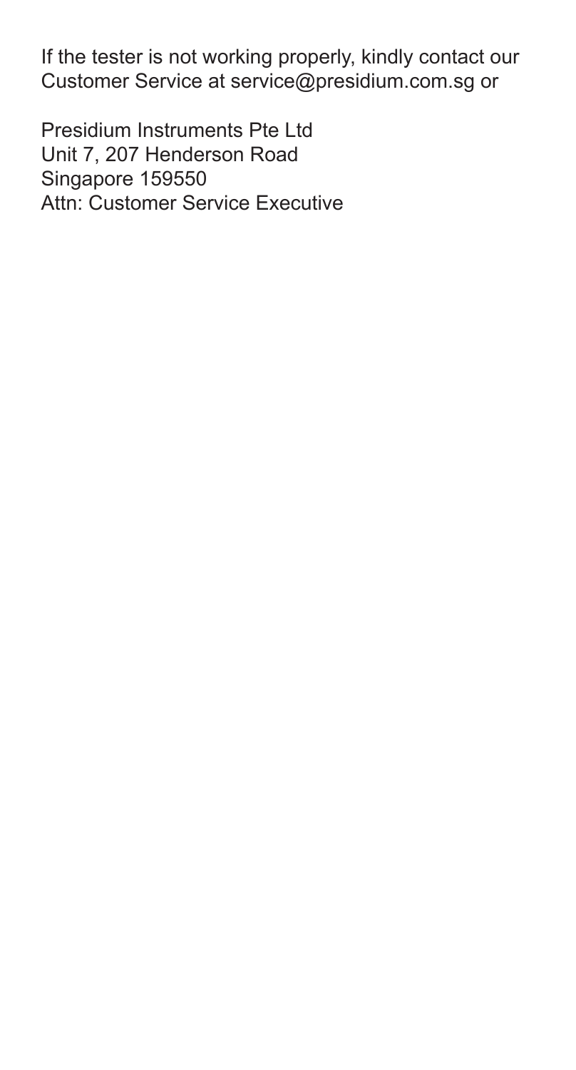If the tester is not working properly, kindly contact our Customer Service at service@presidium.com.sg or

Presidium Instruments Pte Ltd
Unit 7, 207 Henderson Road
Singapore 159550
Attn: Customer Service Executive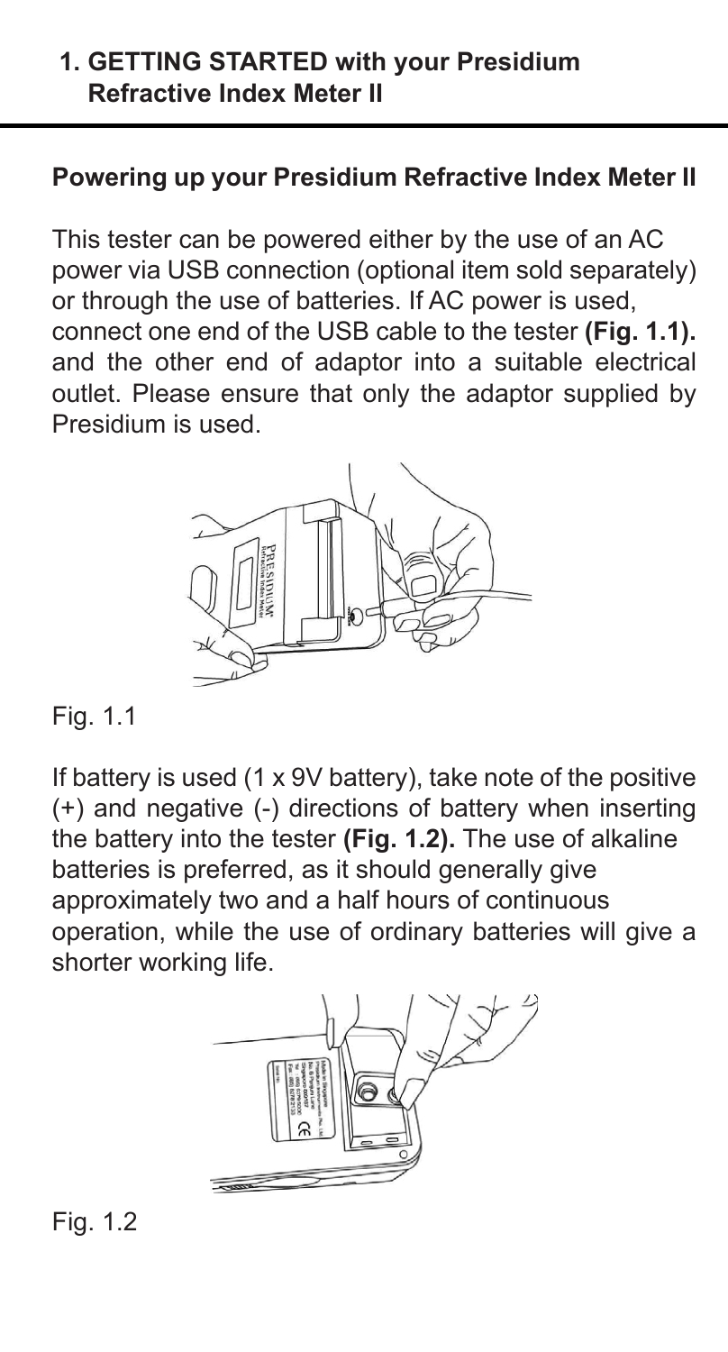## 1. GETTING STARTED with your Presidium Refractive Index Meter II

### Powering up your Presidium Refractive Index Meter II

This tester can be powered either by the use of an AC power via USB connection (optional item sold separately) or through the use of batteries. If AC power is used, connect one end of the USB cable to the tester **(Fig. 1.1).** and the other end of adaptor into a suitable electrical outlet. Please ensure that only the adaptor supplied by Presidium is used.

Fig. 1.1

If battery is used (1 x 9V battery), take note of the positive (+) and negative (-) directions of battery when inserting the battery into the tester **(Fig. 1.2).** The use of alkaline batteries is preferred, as it should generally give approximately two and a half hours of continuous operation, while the use of ordinary batteries will give a shorter working life.

Fig. 1.2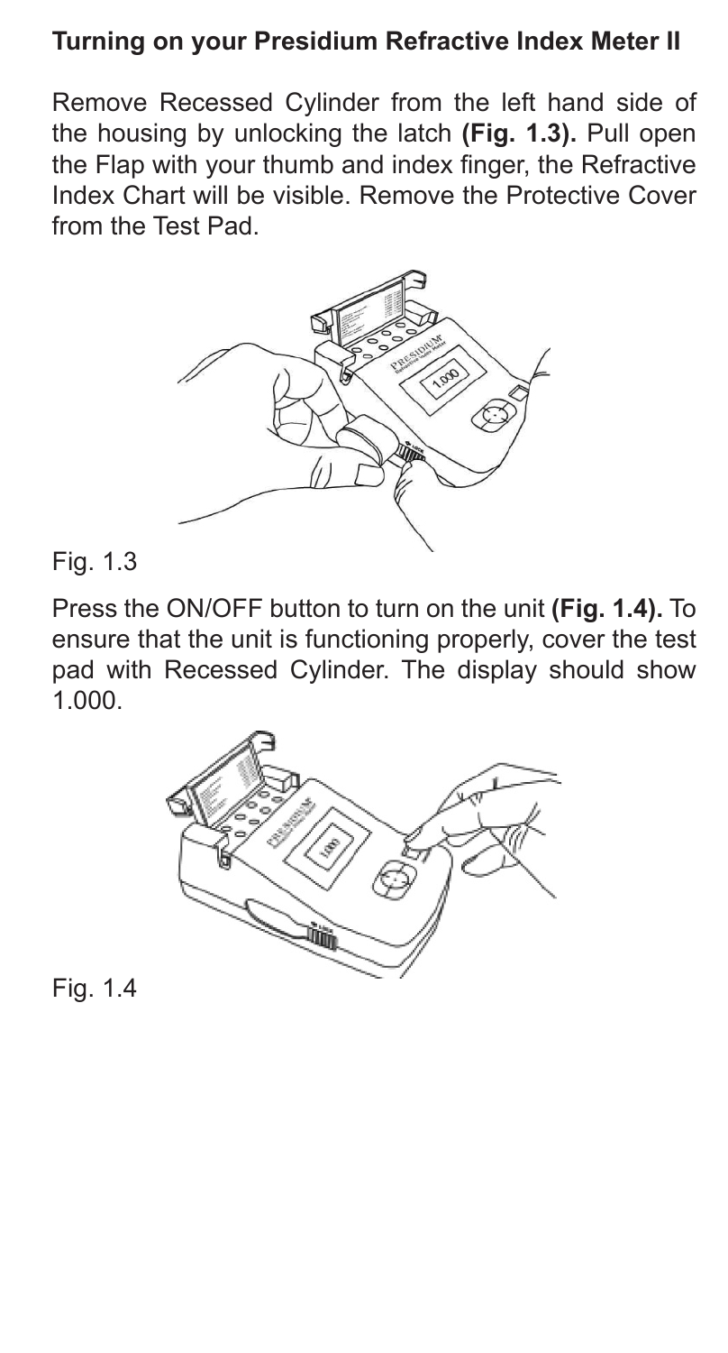## Turning on your Presidium Refractive Index Meter II

Remove Recessed Cylinder from the left hand side of the housing by unlocking the latch **(Fig. 1.3).** Pull open the Flap with your thumb and index finger, the Refractive Index Chart will be visible. Remove the Protective Cover from the Test Pad.

Fig. 1.3

Press the ON/OFF button to turn on the unit **(Fig. 1.4).** To ensure that the unit is functioning properly, cover the test pad with Recessed Cylinder. The display should show 1.000.

Fig. 1.4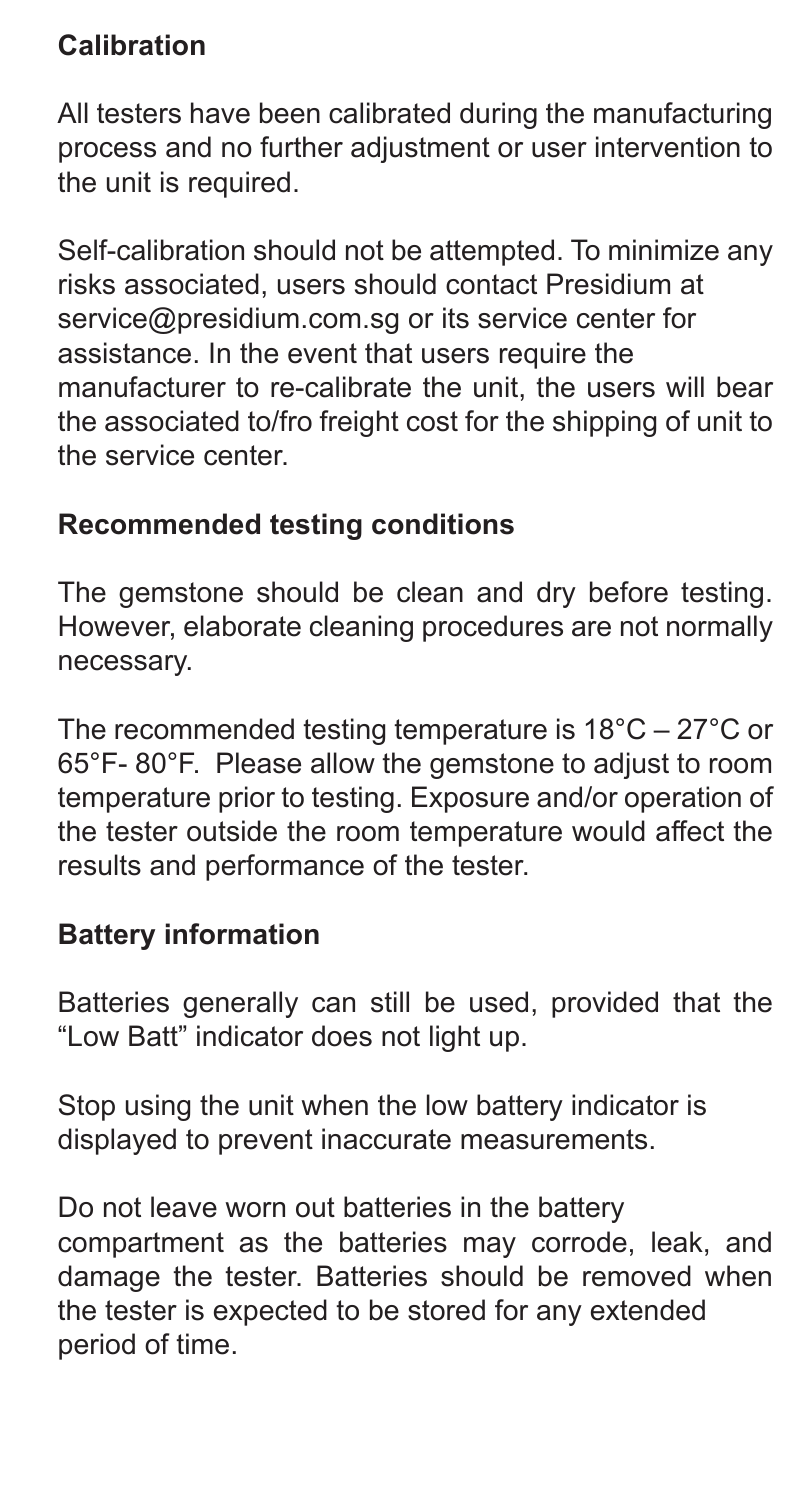**Calibration**

All testers have been calibrated during the manufacturing process and no further adjustment or user intervention to the unit is required.

Self-calibration should not be attempted. To minimize any risks associated, users should contact Presidium at service@presidium.com.sg or its service center for assistance. In the event that users require the manufacturer to re-calibrate the unit, the users will bear the associated to/fro freight cost for the shipping of unit to the service center.

**Recommended testing conditions**

The gemstone should be clean and dry before testing. However, elaborate cleaning procedures are not normally necessary.

The recommended testing temperature is 18°C – 27°C or 65°F- 80°F. Please allow the gemstone to adjust to room temperature prior to testing. Exposure and/or operation of the tester outside the room temperature would affect the results and performance of the tester.

**Battery information**

Batteries generally can still be used, provided that the "Low Batt" indicator does not light up.

Stop using the unit when the low battery indicator is displayed to prevent inaccurate measurements.

Do not leave worn out batteries in the battery compartment as the batteries may corrode, leak, and damage the tester. Batteries should be removed when the tester is expected to be stored for any extended period of time.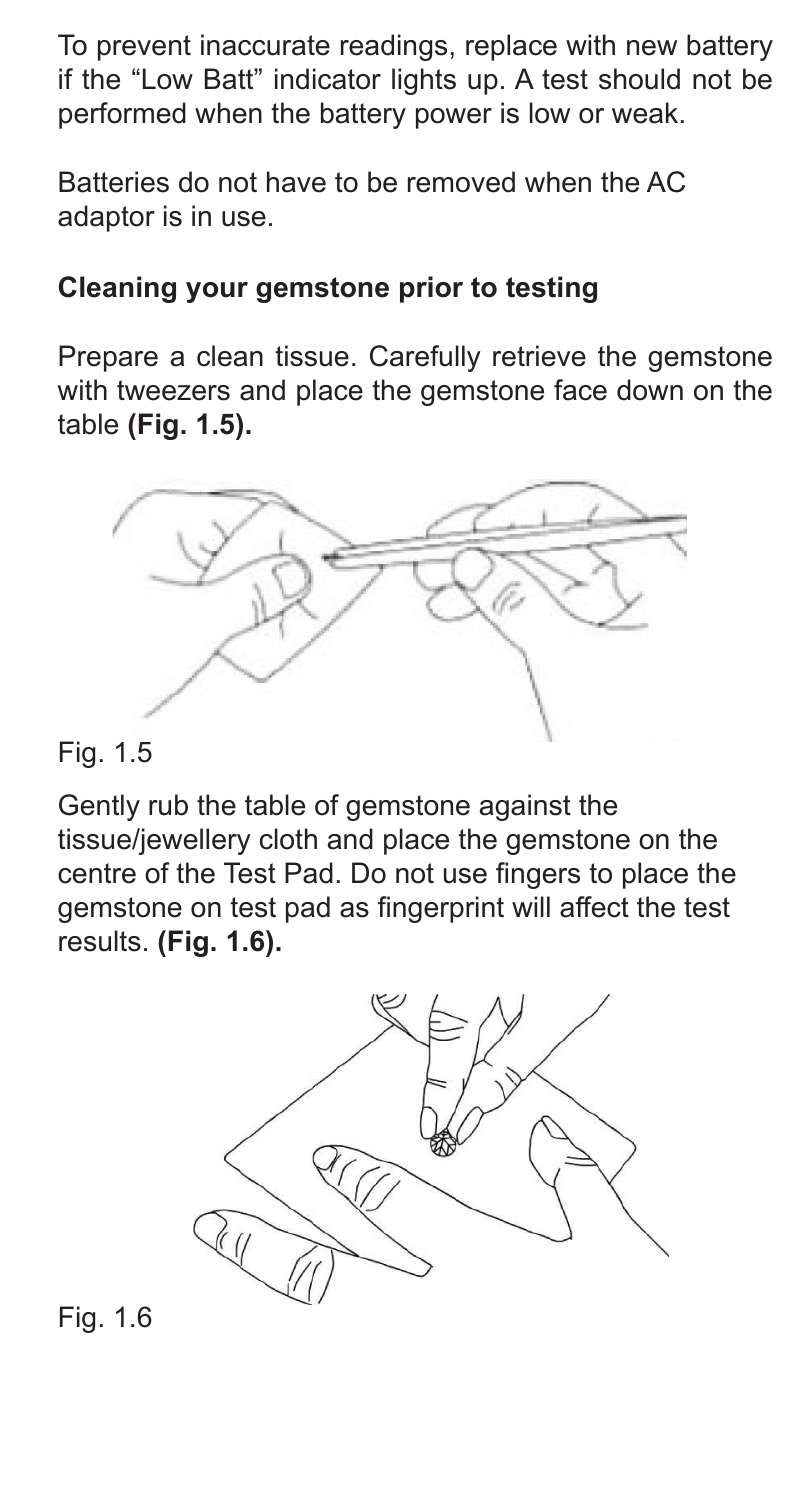To prevent inaccurate readings, replace with new battery if the "Low Batt" indicator lights up. A test should not be performed when the battery power is low or weak.

Batteries do not have to be removed when the AC adaptor is in use.

### Cleaning your gemstone prior to testing

Prepare a clean tissue. Carefully retrieve the gemstone with tweezers and place the gemstone face down on the table **(Fig. 1.5).**

Fig. 1.5

Gently rub the table of gemstone against the tissue/jewellery cloth and place the gemstone on the centre of the Test Pad. Do not use fingers to place the gemstone on test pad as fingerprint will affect the test results. **(Fig. 1.6).**

Fig. 1.6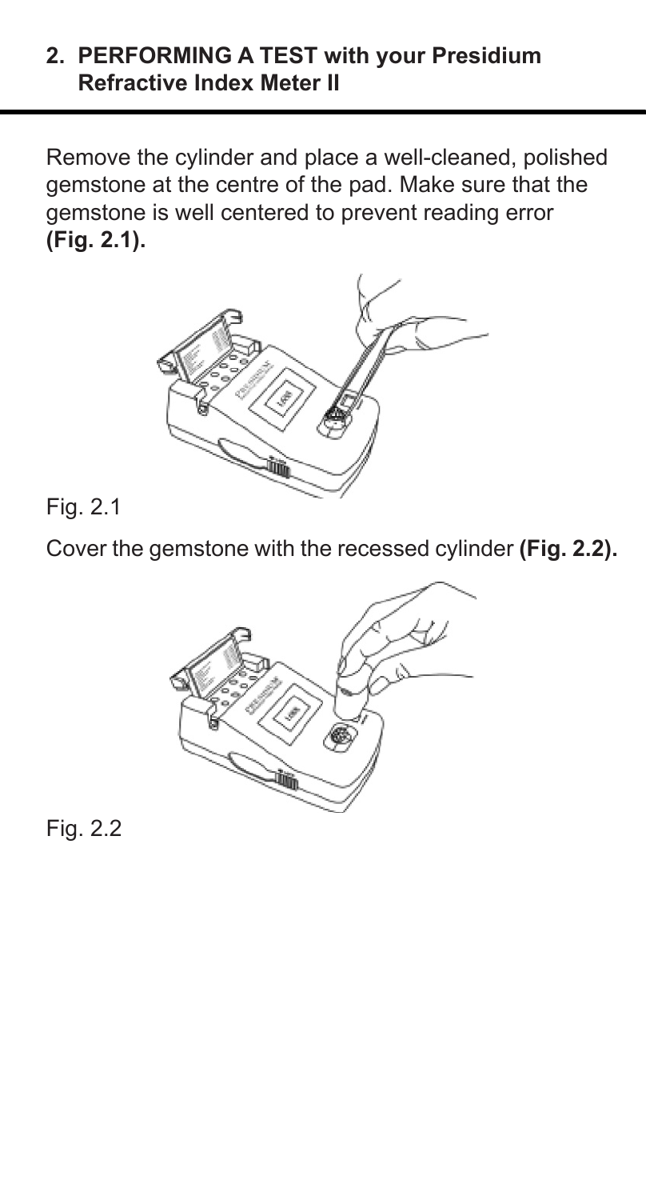## 2. PERFORMING A TEST with your Presidium Refractive Index Meter II

Remove the cylinder and place a well-cleaned, polished gemstone at the centre of the pad. Make sure that the gemstone is well centered to prevent reading error **(Fig. 2.1).**

Fig. 2.1

Cover the gemstone with the recessed cylinder **(Fig. 2.2).**

Fig. 2.2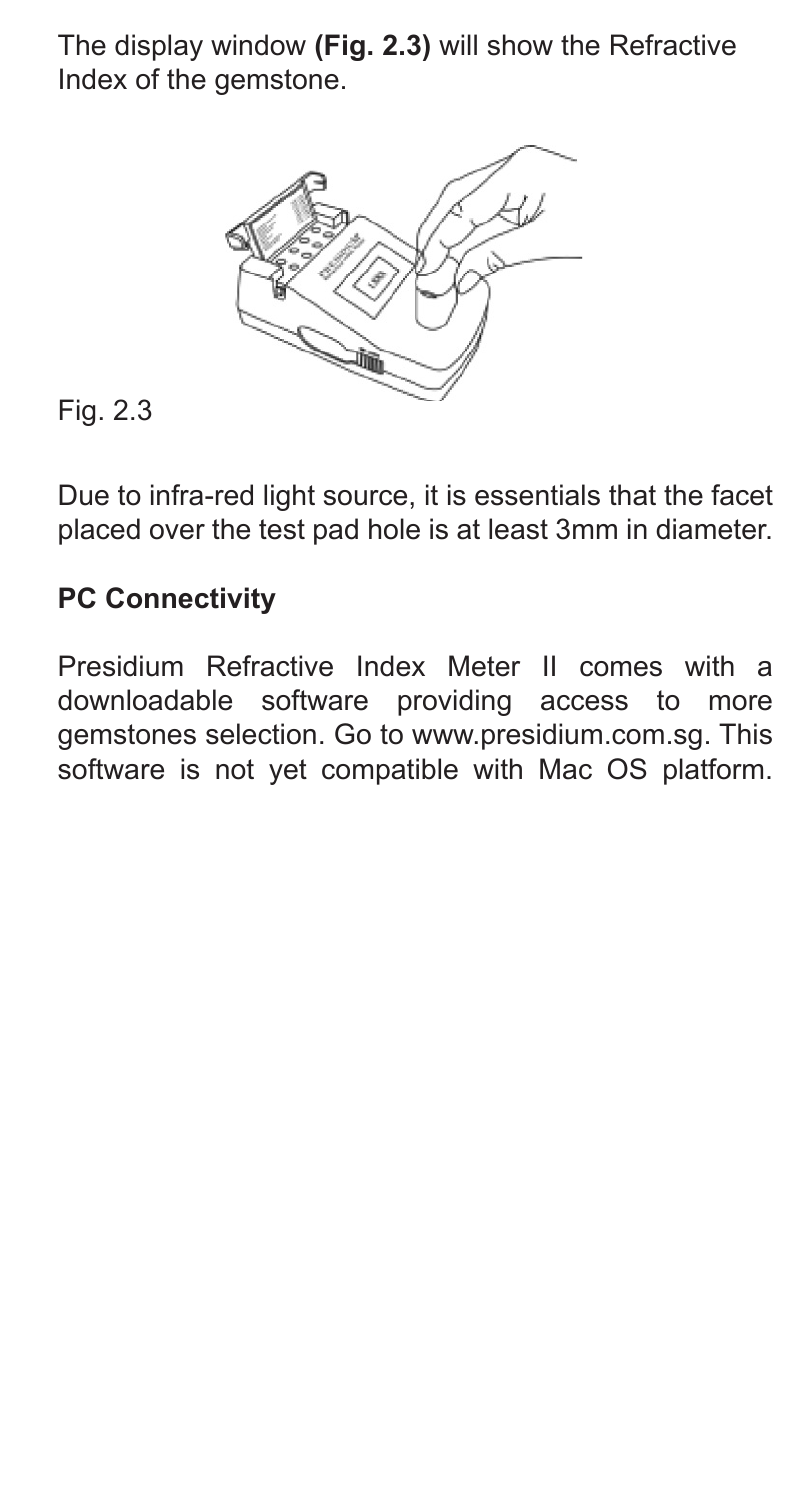The display window **(Fig. 2.3)** will show the Refractive Index of the gemstone.

Fig. 2.3

Due to infra-red light source, it is essentials that the facet placed over the test pad hole is at least 3mm in diameter.

**PC Connectivity**

Presidium Refractive Index Meter II comes with a downloadable software providing access to more gemstones selection. Go to www.presidium.com.sg. This software is not yet compatible with Mac OS platform.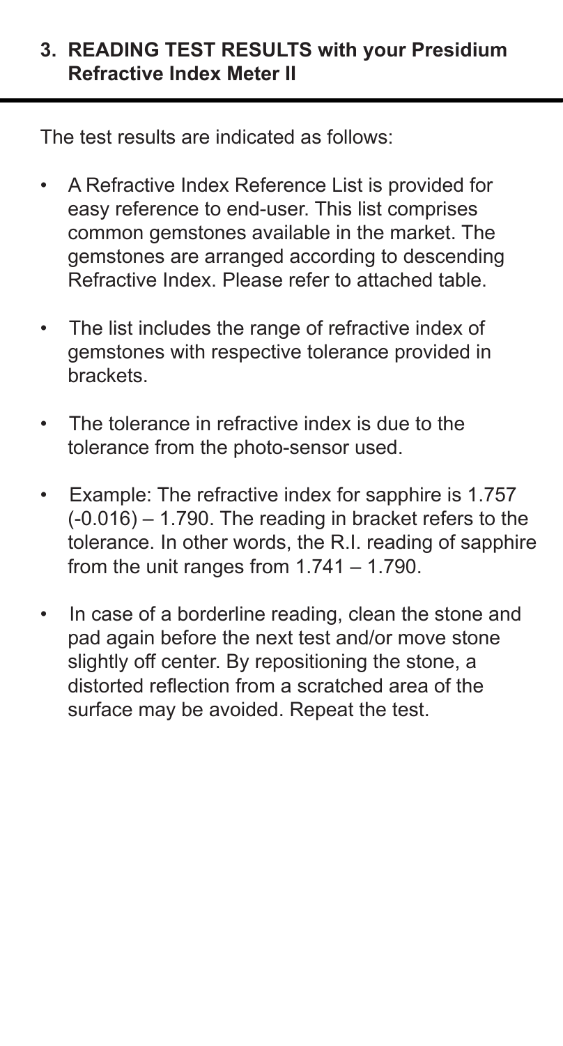## 3. READING TEST RESULTS with your Presidium Refractive Index Meter II

The test results are indicated as follows:

- A Refractive Index Reference List is provided for easy reference to end-user. This list comprises common gemstones available in the market. The gemstones are arranged according to descending Refractive Index. Please refer to attached table.
- The list includes the range of refractive index of gemstones with respective tolerance provided in brackets.
- The tolerance in refractive index is due to the tolerance from the photo-sensor used.
- Example: The refractive index for sapphire is 1.757 (-0.016) – 1.790. The reading in bracket refers to the tolerance. In other words, the R.I. reading of sapphire from the unit ranges from 1.741 – 1.790.
- In case of a borderline reading, clean the stone and pad again before the next test and/or move stone slightly off center. By repositioning the stone, a distorted reflection from a scratched area of the surface may be avoided. Repeat the test.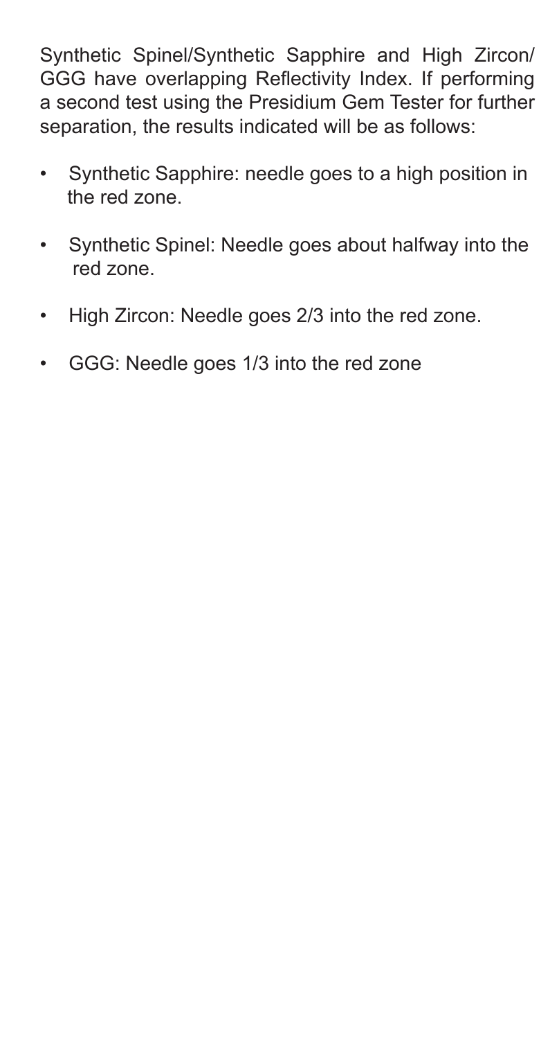Synthetic Spinel/Synthetic Sapphire and High Zircon/ GGG have overlapping Reflectivity Index. If performing a second test using the Presidium Gem Tester for further separation, the results indicated will be as follows:

- Synthetic Sapphire: needle goes to a high position in the red zone.
- Synthetic Spinel: Needle goes about halfway into the red zone.
- High Zircon: Needle goes 2/3 into the red zone.
- GGG: Needle goes 1/3 into the red zone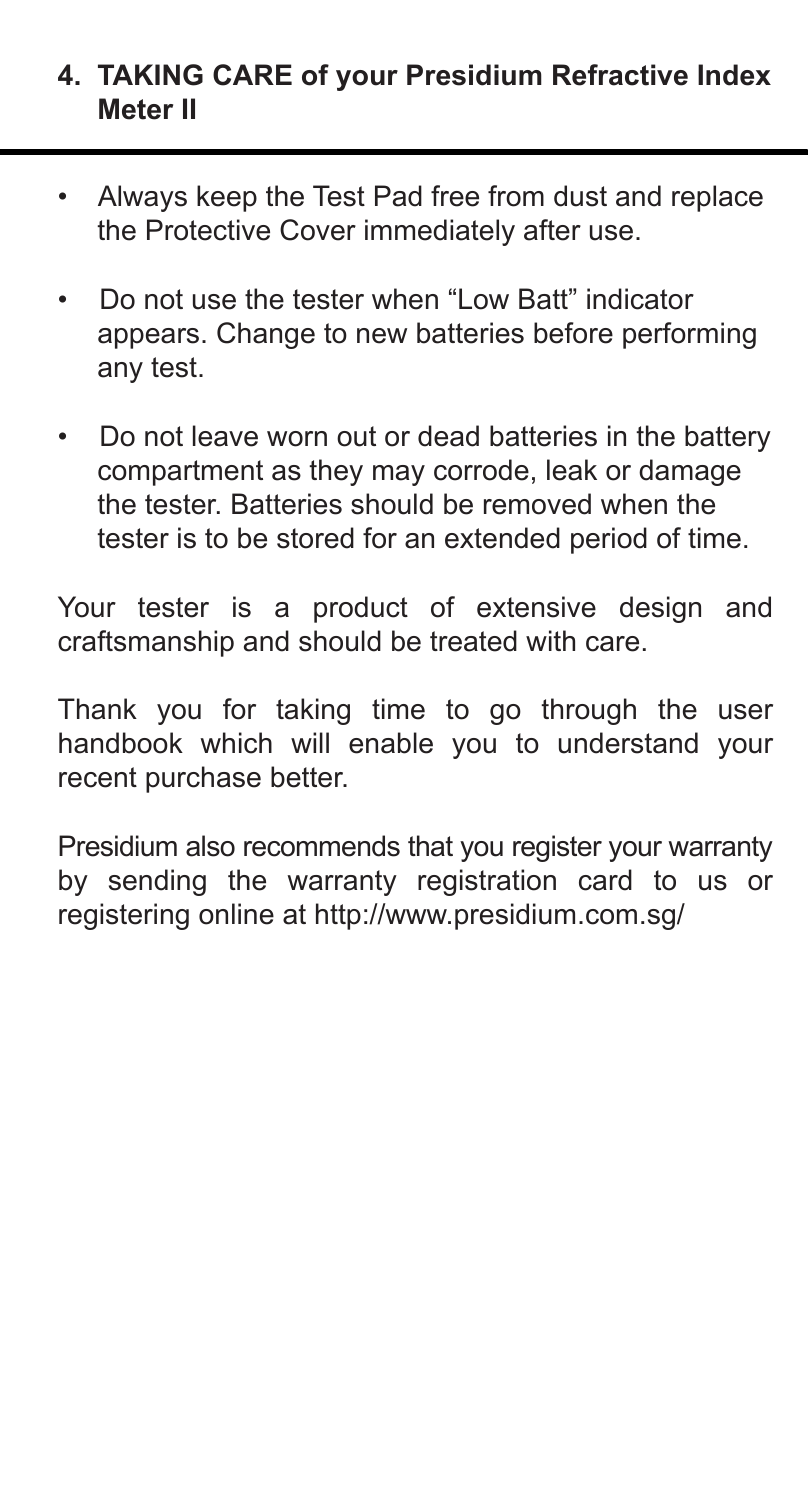## 4. TAKING CARE of your Presidium Refractive Index Meter II

- Always keep the Test Pad free from dust and replace the Protective Cover immediately after use.
- Do not use the tester when "Low Batt" indicator appears. Change to new batteries before performing any test.
- Do not leave worn out or dead batteries in the battery compartment as they may corrode, leak or damage the tester. Batteries should be removed when the tester is to be stored for an extended period of time.

Your tester is a product of extensive design and craftsmanship and should be treated with care.

Thank you for taking time to go through the user handbook which will enable you to understand your recent purchase better.

Presidium also recommends that you register your warranty by sending the warranty registration card to us or registering online at http://www.presidium.com.sg/